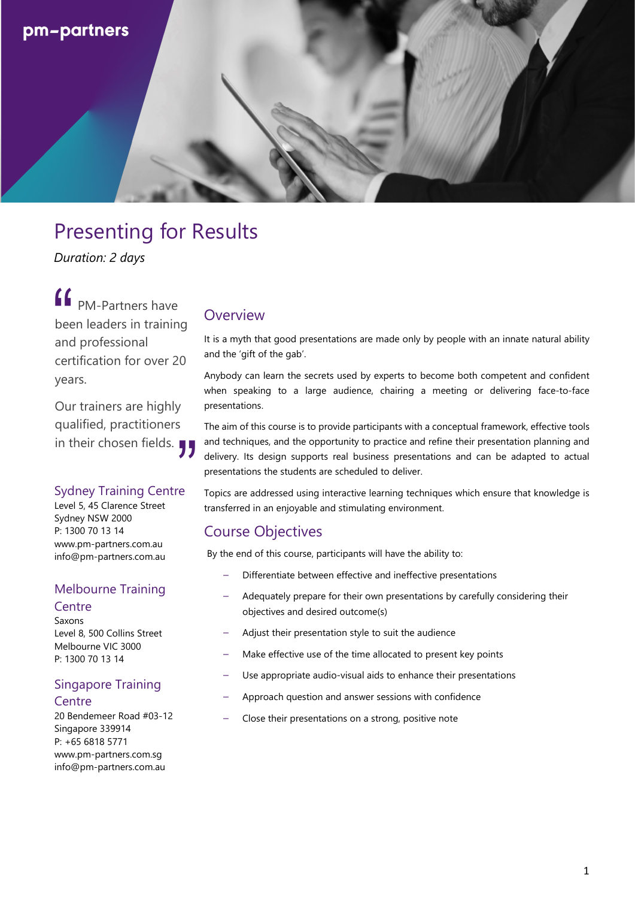pm–partners

# Presenting for Results

*Duration: 2 days*

> PM-Partners have been leaders in training and professional certification for over 20 years.
>
> Our trainers are highly qualified, practitioners in their chosen fields.

### Sydney Training Centre

Level 5, 45 Clarence Street
Sydney NSW 2000
P: 1300 70 13 14
www.pm-partners.com.au
info@pm-partners.com.au

### Melbourne Training Centre

Saxons
Level 8, 500 Collins Street
Melbourne VIC 3000
P: 1300 70 13 14

### Singapore Training Centre

20 Bendemeer Road #03-12
Singapore 339914
P: +65 6818 5771
www.pm-partners.com.sg
info@pm-partners.com.au

## Overview

It is a myth that good presentations are made only by people with an innate natural ability and the 'gift of the gab'.

Anybody can learn the secrets used by experts to become both competent and confident when speaking to a large audience, chairing a meeting or delivering face-to-face presentations.

The aim of this course is to provide participants with a conceptual framework, effective tools and techniques, and the opportunity to practice and refine their presentation planning and delivery. Its design supports real business presentations and can be adapted to actual presentations the students are scheduled to deliver.

Topics are addressed using interactive learning techniques which ensure that knowledge is transferred in an enjoyable and stimulating environment.

## Course Objectives

By the end of this course, participants will have the ability to:

- Differentiate between effective and ineffective presentations
- Adequately prepare for their own presentations by carefully considering their objectives and desired outcome(s)
- Adjust their presentation style to suit the audience
- Make effective use of the time allocated to present key points
- Use appropriate audio-visual aids to enhance their presentations
- Approach question and answer sessions with confidence
- Close their presentations on a strong, positive note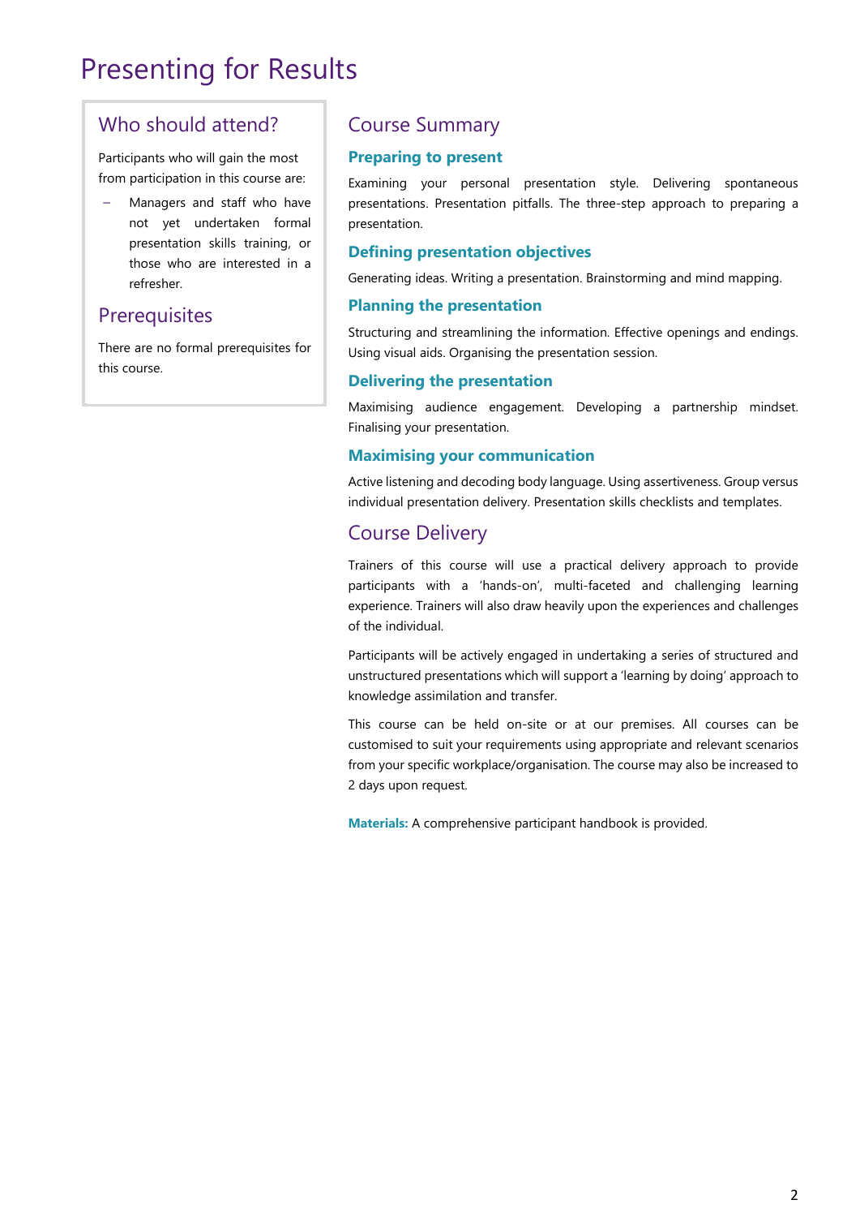# Presenting for Results

## Who should attend?

Participants who will gain the most from participation in this course are:

- Managers and staff who have not yet undertaken formal presentation skills training, or those who are interested in a refresher.

## Prerequisites

There are no formal prerequisites for this course.

## Course Summary

### Preparing to present

Examining your personal presentation style. Delivering spontaneous presentations. Presentation pitfalls. The three-step approach to preparing a presentation.

### Defining presentation objectives

Generating ideas. Writing a presentation. Brainstorming and mind mapping.

### Planning the presentation

Structuring and streamlining the information. Effective openings and endings. Using visual aids. Organising the presentation session.

### Delivering the presentation

Maximising audience engagement. Developing a partnership mindset. Finalising your presentation.

### Maximising your communication

Active listening and decoding body language. Using assertiveness. Group versus individual presentation delivery. Presentation skills checklists and templates.

## Course Delivery

Trainers of this course will use a practical delivery approach to provide participants with a 'hands-on', multi-faceted and challenging learning experience. Trainers will also draw heavily upon the experiences and challenges of the individual.

Participants will be actively engaged in undertaking a series of structured and unstructured presentations which will support a 'learning by doing' approach to knowledge assimilation and transfer.

This course can be held on-site or at our premises. All courses can be customised to suit your requirements using appropriate and relevant scenarios from your specific workplace/organisation. The course may also be increased to 2 days upon request.

**Materials:** A comprehensive participant handbook is provided.